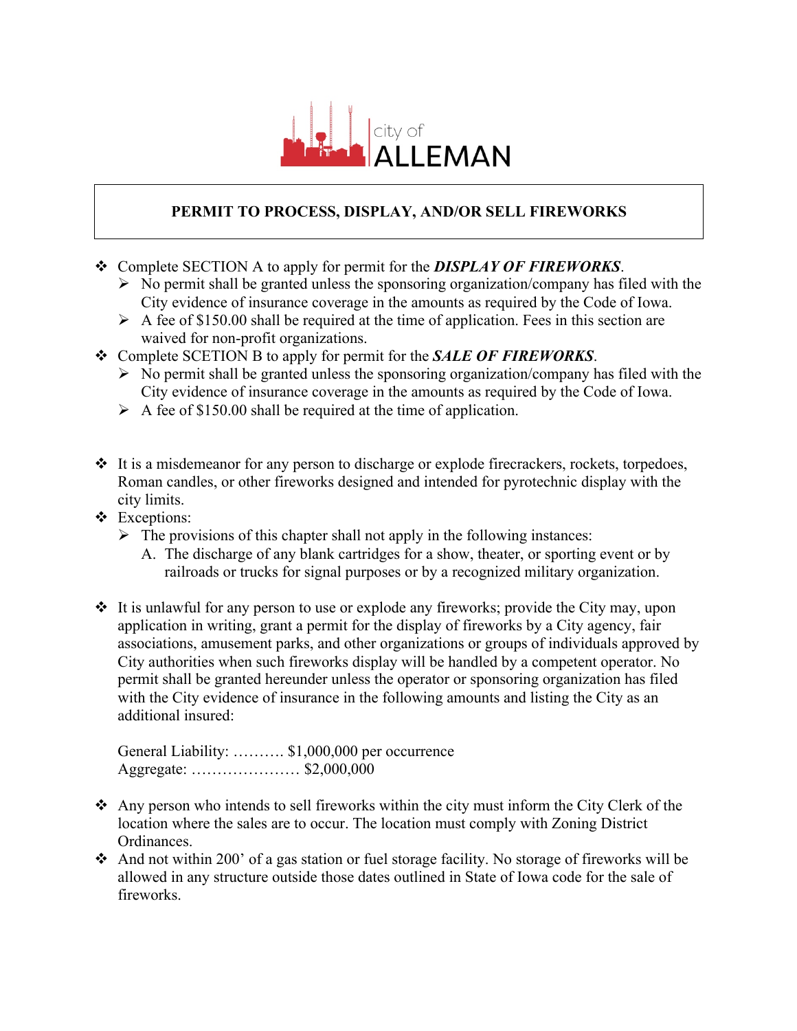city of
ALLEMAN

## PERMIT TO PROCESS, DISPLAY, AND/OR SELL FIREWORKS

- Complete SECTION A to apply for permit for the ***DISPLAY OF FIREWORKS***.
  - No permit shall be granted unless the sponsoring organization/company has filed with the City evidence of insurance coverage in the amounts as required by the Code of Iowa.
  - A fee of $150.00 shall be required at the time of application. Fees in this section are waived for non-profit organizations.
- Complete SCETION B to apply for permit for the ***SALE OF FIREWORKS***.
  - No permit shall be granted unless the sponsoring organization/company has filed with the City evidence of insurance coverage in the amounts as required by the Code of Iowa.
  - A fee of $150.00 shall be required at the time of application.

- It is a misdemeanor for any person to discharge or explode firecrackers, rockets, torpedoes, Roman candles, or other fireworks designed and intended for pyrotechnic display with the city limits.
- Exceptions:
  - The provisions of this chapter shall not apply in the following instances:
    A. The discharge of any blank cartridges for a show, theater, or sporting event or by railroads or trucks for signal purposes or by a recognized military organization.

- It is unlawful for any person to use or explode any fireworks; provide the City may, upon application in writing, grant a permit for the display of fireworks by a City agency, fair associations, amusement parks, and other organizations or groups of individuals approved by City authorities when such fireworks display will be handled by a competent operator. No permit shall be granted hereunder unless the operator or sponsoring organization has filed with the City evidence of insurance in the following amounts and listing the City as an additional insured:

  General Liability: ………. $1,000,000 per occurrence
  Aggregate: ………………… $2,000,000

- Any person who intends to sell fireworks within the city must inform the City Clerk of the location where the sales are to occur. The location must comply with Zoning District Ordinances.
- And not within 200' of a gas station or fuel storage facility. No storage of fireworks will be allowed in any structure outside those dates outlined in State of Iowa code for the sale of fireworks.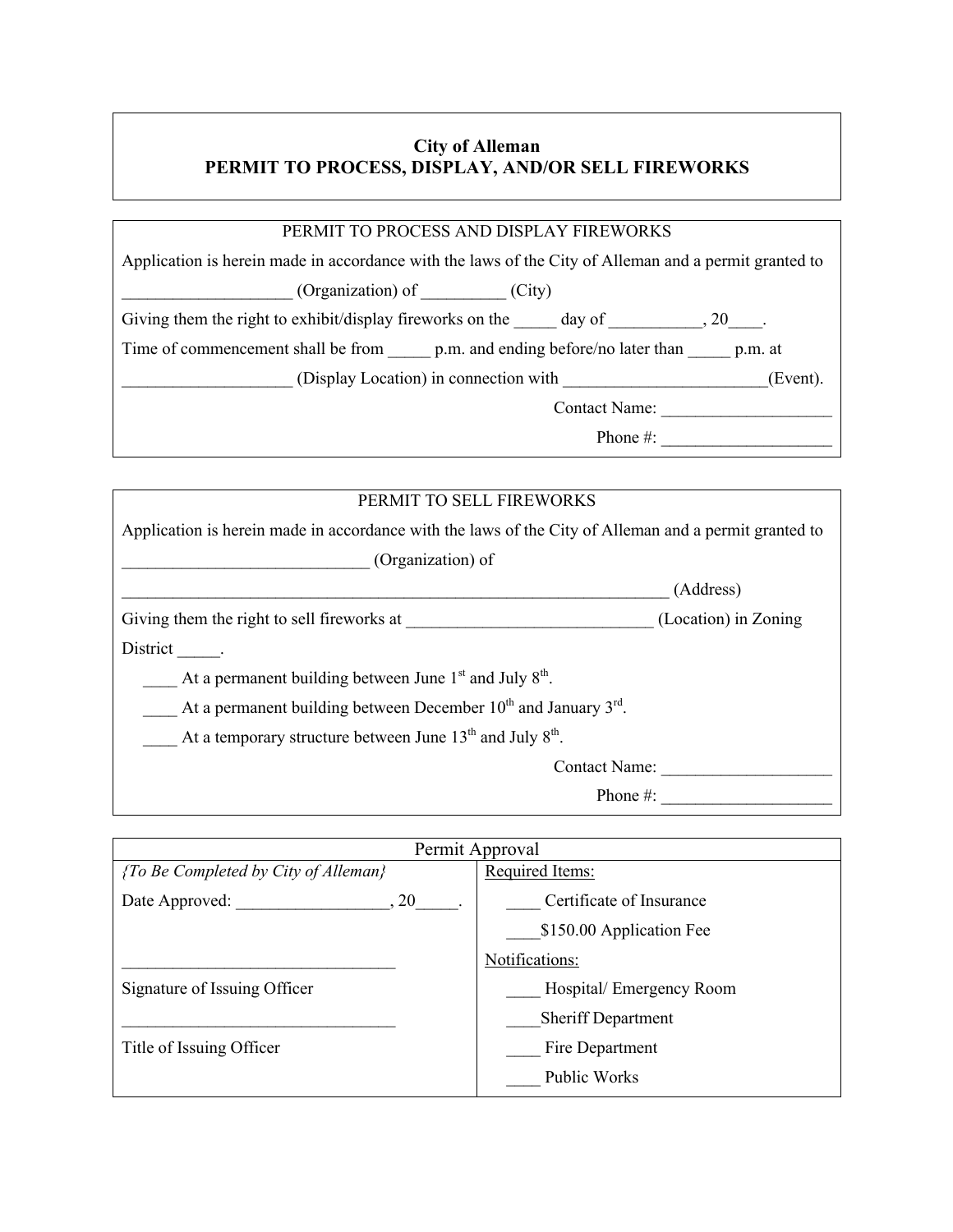**City of Alleman**
**PERMIT TO PROCESS, DISPLAY, AND/OR SELL FIREWORKS**

PERMIT TO PROCESS AND DISPLAY FIREWORKS

Application is herein made in accordance with the laws of the City of Alleman and a permit granted to ___________________ (Organization) of __________ (City)

Giving them the right to exhibit/display fireworks on the _____ day of ___________, 20____.

Time of commencement shall be from _____ p.m. and ending before/no later than _____ p.m. at ___________________ (Display Location) in connection with _______________________(Event).

Contact Name: ____________________

Phone #: ____________________

PERMIT TO SELL FIREWORKS

Application is herein made in accordance with the laws of the City of Alleman and a permit granted to _____________________________ (Organization) of

__________________________________________________________________ (Address)

Giving them the right to sell fireworks at _____________________________ (Location) in Zoning District _____.

____ At a permanent building between June 1st and July 8th.

____ At a permanent building between December 10th and January 3rd.

____ At a temporary structure between June 13th and July 8th.

Contact Name: ____________________

Phone #: ____________________

| Permit Approval | |
|---|---|
| *{To Be Completed by City of Alleman}* | Required Items: |
| Date Approved: __________________, 20_____. | ____ Certificate of Insurance |
| | ____$150.00 Application Fee |
| ________________________________ | Notifications: |
| Signature of Issuing Officer | ____ Hospital/ Emergency Room |
| ________________________________ | ____Sheriff Department |
| Title of Issuing Officer | ____ Fire Department |
| | ____ Public Works |